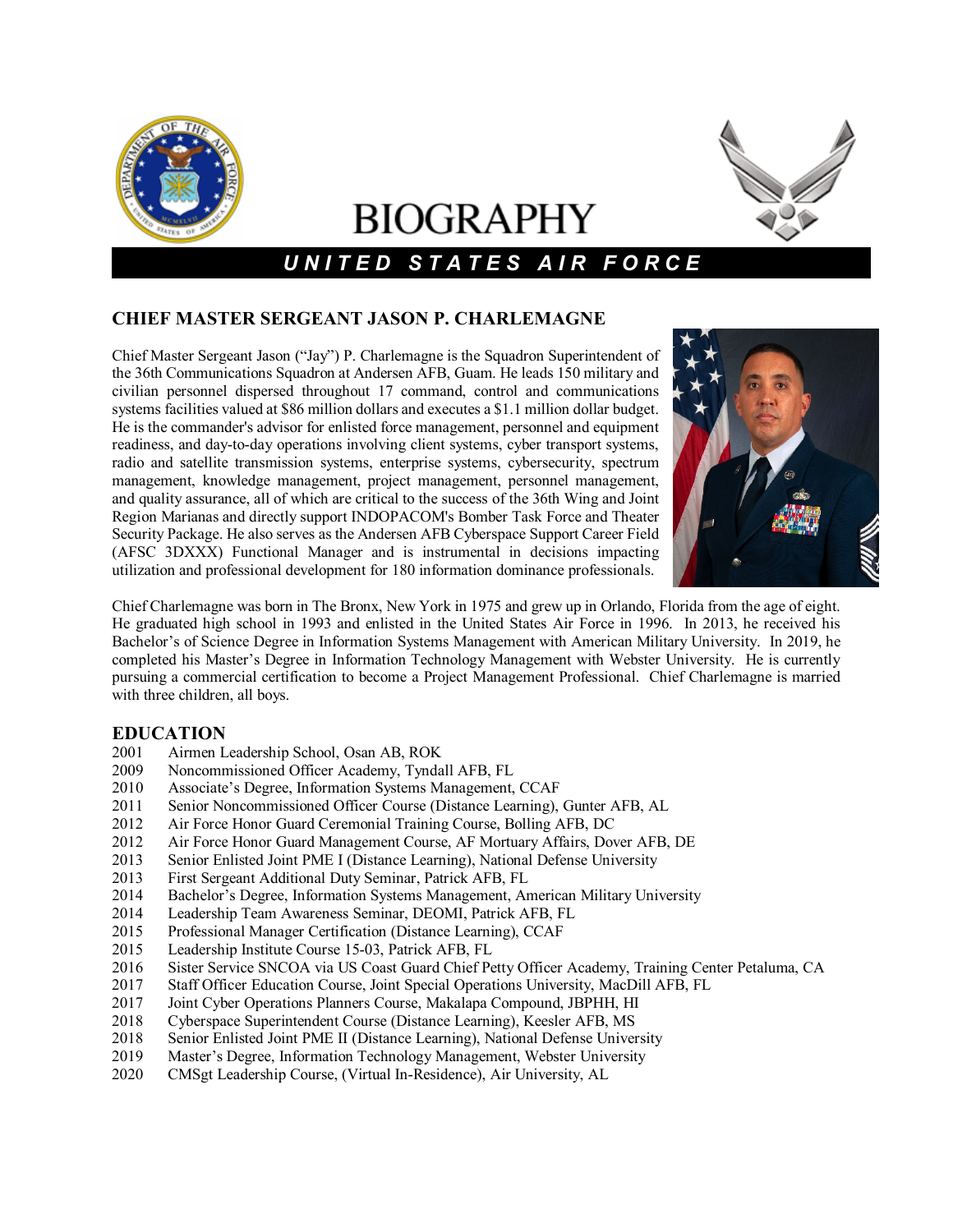# BIOGRAPHY

**UNITED STATES AIR FORCE**

## CHIEF MASTER SERGEANT JASON P. CHARLEMAGNE

Chief Master Sergeant Jason ("Jay") P. Charlemagne is the Squadron Superintendent of the 36th Communications Squadron at Andersen AFB, Guam. He leads 150 military and civilian personnel dispersed throughout 17 command, control and communications systems facilities valued at $86 million dollars and executes a $1.1 million dollar budget. He is the commander's advisor for enlisted force management, personnel and equipment readiness, and day-to-day operations involving client systems, cyber transport systems, radio and satellite transmission systems, enterprise systems, cybersecurity, spectrum management, knowledge management, project management, personnel management, and quality assurance, all of which are critical to the success of the 36th Wing and Joint Region Marianas and directly support INDOPACOM's Bomber Task Force and Theater Security Package. He also serves as the Andersen AFB Cyberspace Support Career Field (AFSC 3DXXX) Functional Manager and is instrumental in decisions impacting utilization and professional development for 180 information dominance professionals.

Chief Charlemagne was born in The Bronx, New York in 1975 and grew up in Orlando, Florida from the age of eight. He graduated high school in 1993 and enlisted in the United States Air Force in 1996. In 2013, he received his Bachelor's of Science Degree in Information Systems Management with American Military University. In 2019, he completed his Master's Degree in Information Technology Management with Webster University. He is currently pursuing a commercial certification to become a Project Management Professional. Chief Charlemagne is married with three children, all boys.

### EDUCATION

2001 Airmen Leadership School, Osan AB, ROK
2009 Noncommissioned Officer Academy, Tyndall AFB, FL
2010 Associate's Degree, Information Systems Management, CCAF
2011 Senior Noncommissioned Officer Course (Distance Learning), Gunter AFB, AL
2012 Air Force Honor Guard Ceremonial Training Course, Bolling AFB, DC
2012 Air Force Honor Guard Management Course, AF Mortuary Affairs, Dover AFB, DE
2013 Senior Enlisted Joint PME I (Distance Learning), National Defense University
2013 First Sergeant Additional Duty Seminar, Patrick AFB, FL
2014 Bachelor's Degree, Information Systems Management, American Military University
2014 Leadership Team Awareness Seminar, DEOMI, Patrick AFB, FL
2015 Professional Manager Certification (Distance Learning), CCAF
2015 Leadership Institute Course 15-03, Patrick AFB, FL
2016 Sister Service SNCOA via US Coast Guard Chief Petty Officer Academy, Training Center Petaluma, CA
2017 Staff Officer Education Course, Joint Special Operations University, MacDill AFB, FL
2017 Joint Cyber Operations Planners Course, Makalapa Compound, JBPHH, HI
2018 Cyberspace Superintendent Course (Distance Learning), Keesler AFB, MS
2018 Senior Enlisted Joint PME II (Distance Learning), National Defense University
2019 Master's Degree, Information Technology Management, Webster University
2020 CMSgt Leadership Course, (Virtual In-Residence), Air University, AL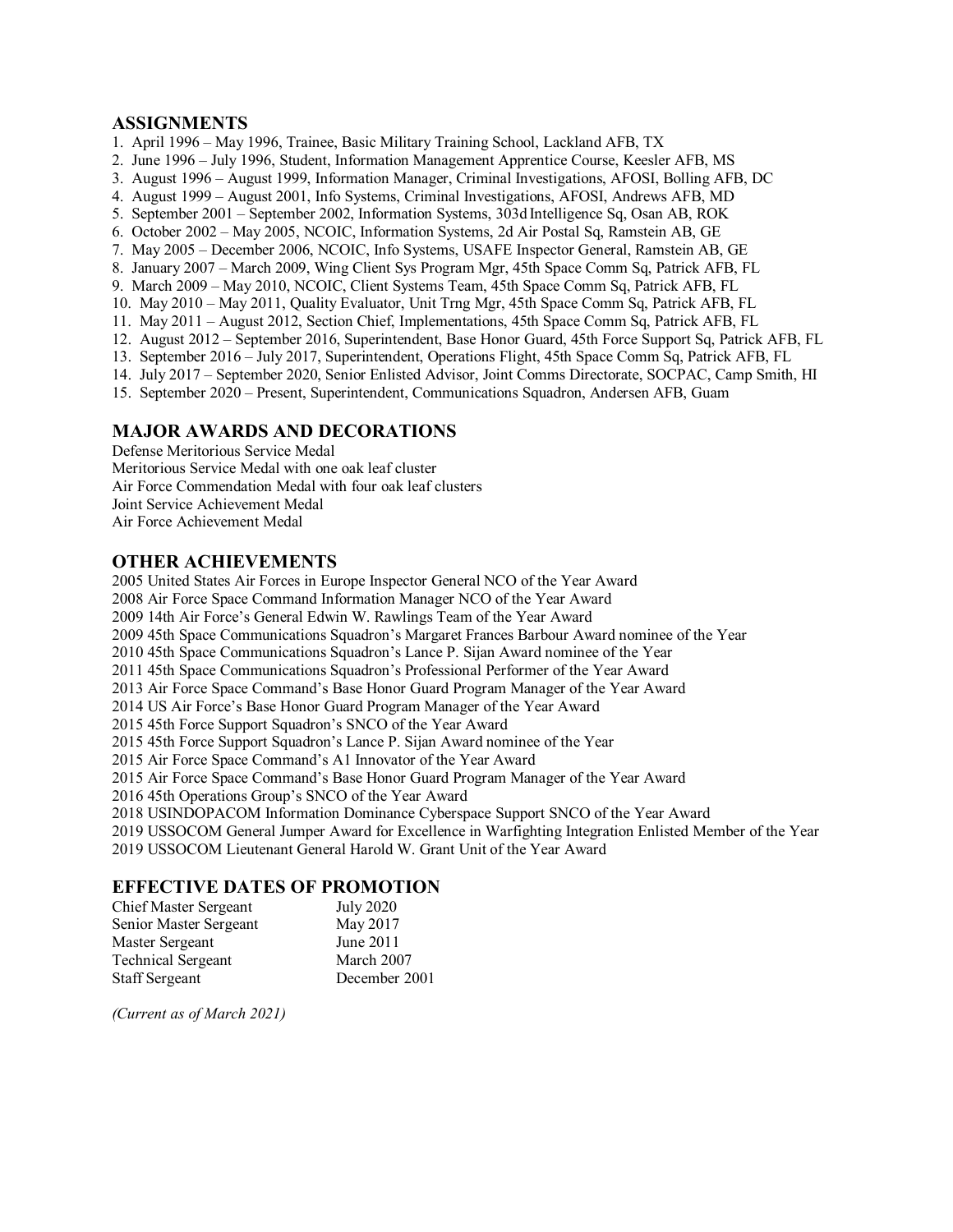## ASSIGNMENTS

1. April 1996 – May 1996, Trainee, Basic Military Training School, Lackland AFB, TX
2. June 1996 – July 1996, Student, Information Management Apprentice Course, Keesler AFB, MS
3. August 1996 – August 1999, Information Manager, Criminal Investigations, AFOSI, Bolling AFB, DC
4. August 1999 – August 2001, Info Systems, Criminal Investigations, AFOSI, Andrews AFB, MD
5. September 2001 – September 2002, Information Systems, 303d Intelligence Sq, Osan AB, ROK
6. October 2002 – May 2005, NCOIC, Information Systems, 2d Air Postal Sq, Ramstein AB, GE
7. May 2005 – December 2006, NCOIC, Info Systems, USAFE Inspector General, Ramstein AB, GE
8. January 2007 – March 2009, Wing Client Sys Program Mgr, 45th Space Comm Sq, Patrick AFB, FL
9. March 2009 – May 2010, NCOIC, Client Systems Team, 45th Space Comm Sq, Patrick AFB, FL
10. May 2010 – May 2011, Quality Evaluator, Unit Trng Mgr, 45th Space Comm Sq, Patrick AFB, FL
11. May 2011 – August 2012, Section Chief, Implementations, 45th Space Comm Sq, Patrick AFB, FL
12. August 2012 – September 2016, Superintendent, Base Honor Guard, 45th Force Support Sq, Patrick AFB, FL
13. September 2016 – July 2017, Superintendent, Operations Flight, 45th Space Comm Sq, Patrick AFB, FL
14. July 2017 – September 2020, Senior Enlisted Advisor, Joint Comms Directorate, SOCPAC, Camp Smith, HI
15. September 2020 – Present, Superintendent, Communications Squadron, Andersen AFB, Guam

## MAJOR AWARDS AND DECORATIONS

Defense Meritorious Service Medal
Meritorious Service Medal with one oak leaf cluster
Air Force Commendation Medal with four oak leaf clusters
Joint Service Achievement Medal
Air Force Achievement Medal

## OTHER ACHIEVEMENTS

2005 United States Air Forces in Europe Inspector General NCO of the Year Award
2008 Air Force Space Command Information Manager NCO of the Year Award
2009 14th Air Force's General Edwin W. Rawlings Team of the Year Award
2009 45th Space Communications Squadron's Margaret Frances Barbour Award nominee of the Year
2010 45th Space Communications Squadron's Lance P. Sijan Award nominee of the Year
2011 45th Space Communications Squadron's Professional Performer of the Year Award
2013 Air Force Space Command's Base Honor Guard Program Manager of the Year Award
2014 US Air Force's Base Honor Guard Program Manager of the Year Award
2015 45th Force Support Squadron's SNCO of the Year Award
2015 45th Force Support Squadron's Lance P. Sijan Award nominee of the Year
2015 Air Force Space Command's A1 Innovator of the Year Award
2015 Air Force Space Command's Base Honor Guard Program Manager of the Year Award
2016 45th Operations Group's SNCO of the Year Award
2018 USINDOPACOM Information Dominance Cyberspace Support SNCO of the Year Award
2019 USSOCOM General Jumper Award for Excellence in Warfighting Integration Enlisted Member of the Year
2019 USSOCOM Lieutenant General Harold W. Grant Unit of the Year Award

## EFFECTIVE DATES OF PROMOTION

| | |
|---|---|
| Chief Master Sergeant | July 2020 |
| Senior Master Sergeant | May 2017 |
| Master Sergeant | June 2011 |
| Technical Sergeant | March 2007 |
| Staff Sergeant | December 2001 |

*(Current as of March 2021)*